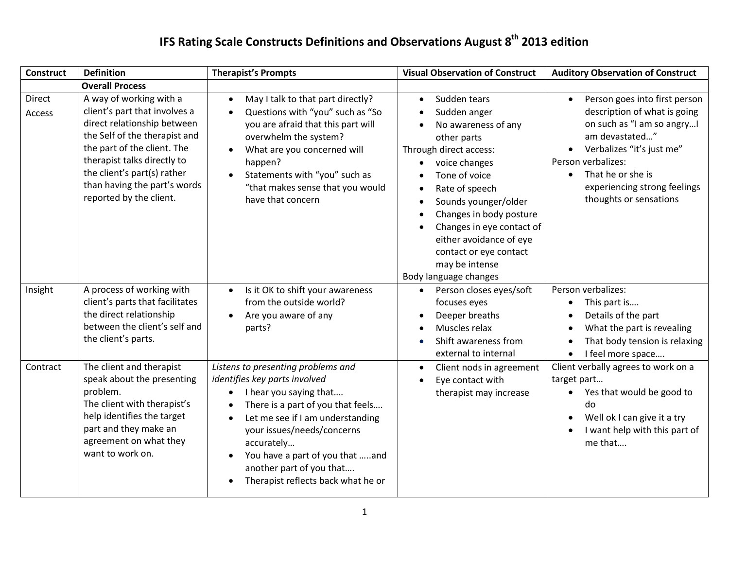# IFS Rating Scale Constructs Definitions and Observations August 8th 2013 edition

| Construct | Definition | Therapist's Prompts | Visual Observation of Construct | Auditory Observation of Construct |
|---|---|---|---|---|
| | **Overall Process** | | | |
| Direct Access | A way of working with a client's part that involves a direct relationship between the Self of the therapist and the part of the client. The therapist talks directly to the client's part(s) rather than having the part's words reported by the client. | • May I talk to that part directly?<br>• Questions with "you" such as "So you are afraid that this part will overwhelm the system?<br>• What are you concerned will happen?<br>• Statements with "you" such as "that makes sense that you would have that concern | • Sudden tears<br>• Sudden anger<br>• No awareness of any other parts<br>Through direct access:<br>• voice changes<br>• Tone of voice<br>• Rate of speech<br>• Sounds younger/older<br>• Changes in body posture<br>• Changes in eye contact of either avoidance of eye contact or eye contact may be intense<br>Body language changes | • Person goes into first person description of what is going on such as "I am so angry…I am devastated…"<br>• Verbalizes "it's just me"<br>Person verbalizes:<br>• That he or she is experiencing strong feelings thoughts or sensations |
| Insight | A process of working with client's parts that facilitates the direct relationship between the client's self and the client's parts. | • Is it OK to shift your awareness from the outside world?<br>• Are you aware of any parts? | • Person closes eyes/soft focuses eyes<br>• Deeper breaths<br>• Muscles relax<br>• Shift awareness from external to internal | Person verbalizes:<br>• This part is….<br>• Details of the part<br>• What the part is revealing<br>• That body tension is relaxing<br>• I feel more space…. |
| Contract | The client and therapist speak about the presenting problem.<br>The client with therapist's help identifies the target part and they make an agreement on what they want to work on. | *Listens to presenting problems and identifies key parts involved*<br>• I hear you saying that….<br>• There is a part of you that feels….<br>• Let me see if I am understanding your issues/needs/concerns accurately…<br>• You have a part of you that …..and another part of you that….<br>• Therapist reflects back what he or | • Client nods in agreement<br>• Eye contact with therapist may increase | Client verbally agrees to work on a target part…<br>• Yes that would be good to do<br>• Well ok I can give it a try<br>• I want help with this part of me that…. |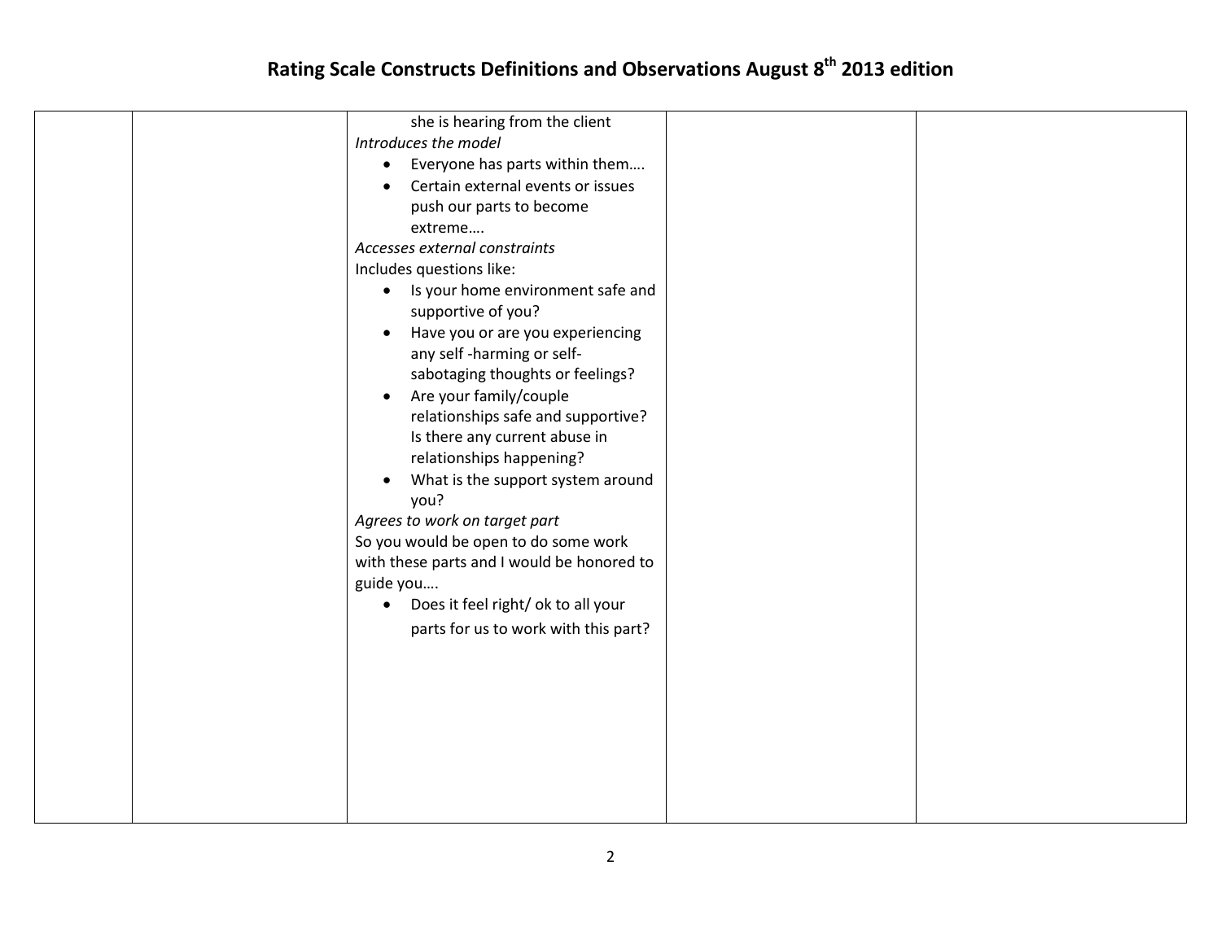| | | she is hearing from the client<br>*Introduces the model*<br>• Everyone has parts within them….<br>• Certain external events or issues push our parts to become extreme….<br>*Accesses external constraints*<br>Includes questions like:<br>• Is your home environment safe and supportive of you?<br>• Have you or are you experiencing any self -harming or self-sabotaging thoughts or feelings?<br>• Are your family/couple relationships safe and supportive? Is there any current abuse in relationships happening?<br>• What is the support system around you?<br>*Agrees to work on target part*<br>So you would be open to do some work with these parts and I would be honored to guide you….<br>• Does it feel right/ ok to all your parts for us to work with this part? | | |
|---|---|---|---|---|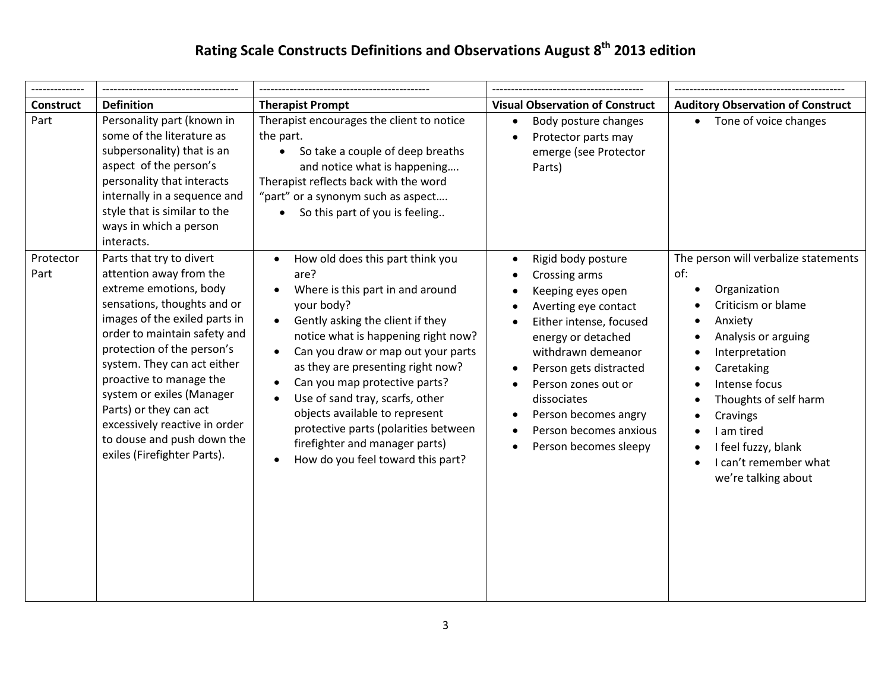# Rating Scale Constructs Definitions and Observations August 8th 2013 edition

| -------------- | ------------------------------------ | --------------------------------------------- | ---------------------------------------- | --------------------------------------------- |
|---|---|---|---|---|
| **Construct** | **Definition** | **Therapist Prompt** | **Visual Observation of Construct** | **Auditory Observation of Construct** |
| Part | Personality part (known in some of the literature as subpersonality) that is an aspect of the person's personality that interacts internally in a sequence and style that is similar to the ways in which a person interacts. | Therapist encourages the client to notice the part. <br>• So take a couple of deep breaths and notice what is happening…. <br>Therapist reflects back with the word "part" or a synonym such as aspect…. <br>• So this part of you is feeling.. | • Body posture changes <br>• Protector parts may emerge (see Protector Parts) | • Tone of voice changes |
| Protector Part | Parts that try to divert attention away from the extreme emotions, body sensations, thoughts and or images of the exiled parts in order to maintain safety and protection of the person's system. They can act either proactive to manage the system or exiles (Manager Parts) or they can act excessively reactive in order to douse and push down the exiles (Firefighter Parts). | • How old does this part think you are? <br>• Where is this part in and around your body? <br>• Gently asking the client if they notice what is happening right now? <br>• Can you draw or map out your parts as they are presenting right now? <br>• Can you map protective parts? <br>• Use of sand tray, scarfs, other objects available to represent protective parts (polarities between firefighter and manager parts) <br>• How do you feel toward this part? | • Rigid body posture <br>• Crossing arms <br>• Keeping eyes open <br>• Averting eye contact <br>• Either intense, focused energy or detached withdrawn demeanor <br>• Person gets distracted <br>• Person zones out or dissociates <br>• Person becomes angry <br>• Person becomes anxious <br>• Person becomes sleepy | The person will verbalize statements of: <br>• Organization <br>• Criticism or blame <br>• Anxiety <br>• Analysis or arguing <br>• Interpretation <br>• Caretaking <br>• Intense focus <br>• Thoughts of self harm <br>• Cravings <br>• I am tired <br>• I feel fuzzy, blank <br>• I can't remember what we're talking about |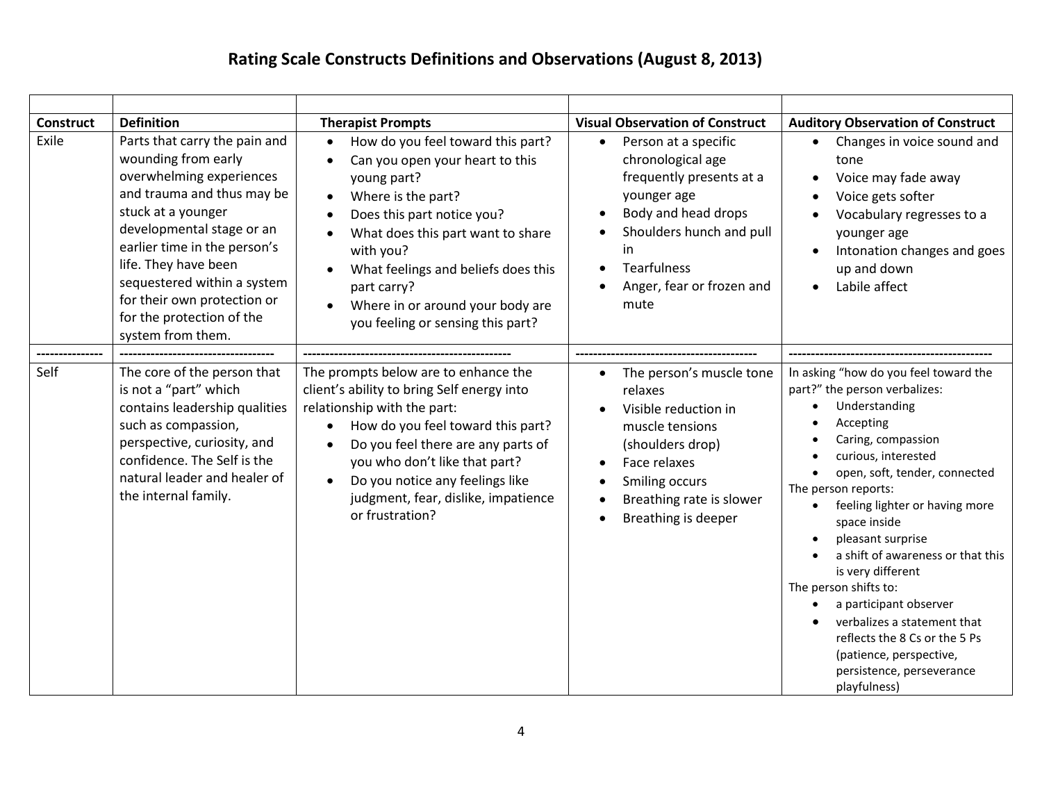# Rating Scale Constructs Definitions and Observations (August 8, 2013)

| Construct | Definition | Therapist Prompts | Visual Observation of Construct | Auditory Observation of Construct |
|---|---|---|---|---|
| Exile | Parts that carry the pain and wounding from early overwhelming experiences and trauma and thus may be stuck at a younger developmental stage or an earlier time in the person's life. They have been sequestered within a system for their own protection or for the protection of the system from them. | • How do you feel toward this part?<br>• Can you open your heart to this young part?<br>• Where is the part?<br>• Does this part notice you?<br>• What does this part want to share with you?<br>• What feelings and beliefs does this part carry?<br>• Where in or around your body are you feeling or sensing this part? | • Person at a specific chronological age frequently presents at a younger age<br>• Body and head drops<br>• Shoulders hunch and pull in<br>• Tearfulness<br>• Anger, fear or frozen and mute | • Changes in voice sound and tone<br>• Voice may fade away<br>• Voice gets softer<br>• Vocabulary regresses to a younger age<br>• Intonation changes and goes up and down<br>• Labile affect |
| --------------- | ---------------------------------- | ---------------------------------------------- | ---------------------------------------- | ---------------------------------------------- |
| Self | The core of the person that is not a "part" which contains leadership qualities such as compassion, perspective, curiosity, and confidence. The Self is the natural leader and healer of the internal family. | The prompts below are to enhance the client's ability to bring Self energy into relationship with the part:<br>• How do you feel toward this part?<br>• Do you feel there are any parts of you who don't like that part?<br>• Do you notice any feelings like judgment, fear, dislike, impatience or frustration? | • The person's muscle tone relaxes<br>• Visible reduction in muscle tensions (shoulders drop)<br>• Face relaxes<br>• Smiling occurs<br>• Breathing rate is slower<br>• Breathing is deeper | In asking "how do you feel toward the part?" the person verbalizes:<br>• Understanding<br>• Accepting<br>• Caring, compassion<br>• curious, interested<br>• open, soft, tender, connected<br>The person reports:<br>• feeling lighter or having more space inside<br>• pleasant surprise<br>• a shift of awareness or that this is very different<br>The person shifts to:<br>• a participant observer<br>• verbalizes a statement that reflects the 8 Cs or the 5 Ps (patience, perspective, persistence, perseverance playfulness) |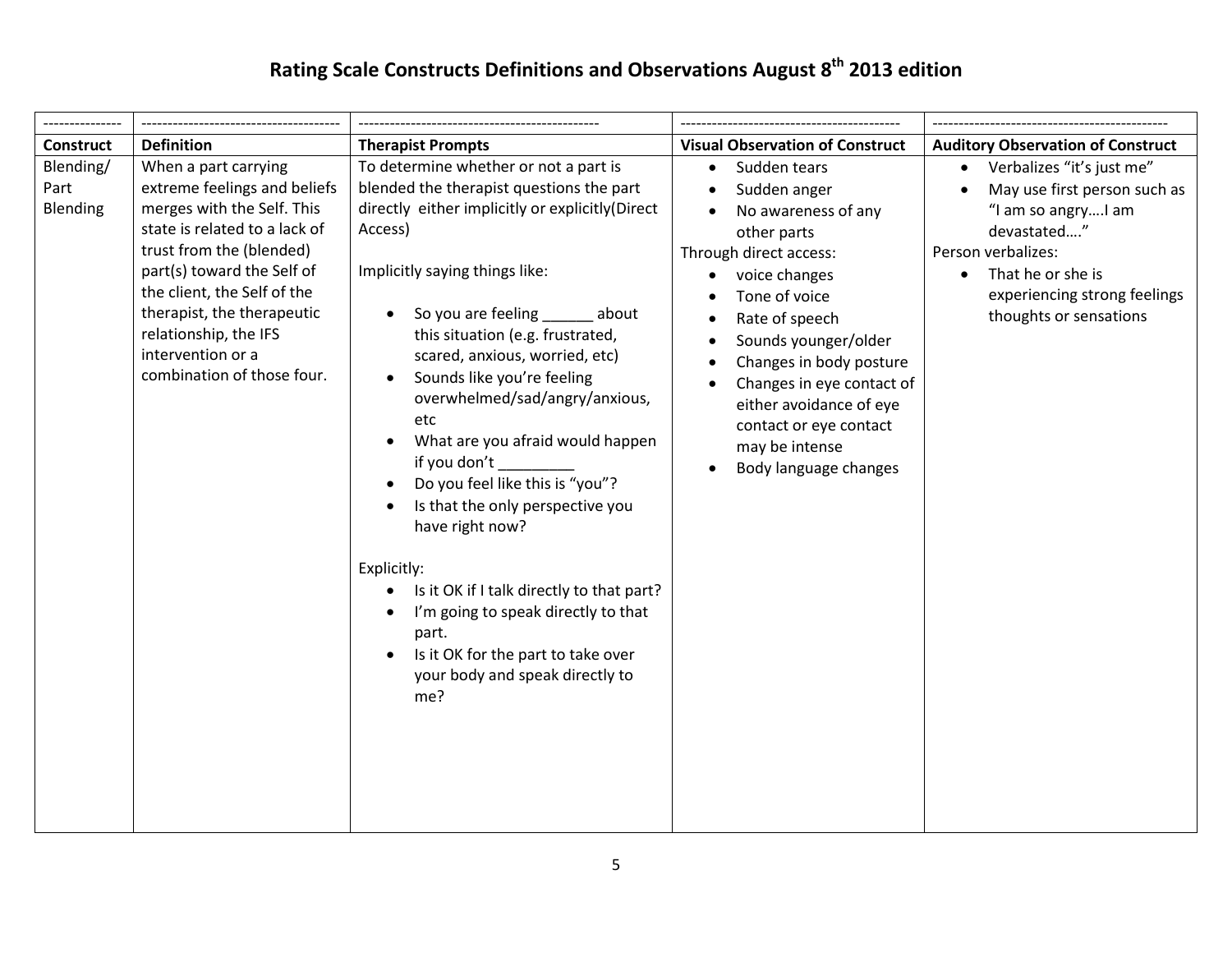# Rating Scale Constructs Definitions and Observations August 8th 2013 edition

| Construct | Definition | Therapist Prompts | Visual Observation of Construct | Auditory Observation of Construct |
|---|---|---|---|---|
| Blending/ Part Blending | When a part carrying extreme feelings and beliefs merges with the Self. This state is related to a lack of trust from the (blended) part(s) toward the Self of the client, the Self of the therapist, the therapeutic relationship, the IFS intervention or a combination of those four. | To determine whether or not a part is blended the therapist questions the part directly either implicitly or explicitly(Direct Access)<br><br>Implicitly saying things like:<br>• So you are feeling ______ about this situation (e.g. frustrated, scared, anxious, worried, etc)<br>• Sounds like you're feeling overwhelmed/sad/angry/anxious, etc<br>• What are you afraid would happen if you don't _________<br>• Do you feel like this is "you"?<br>• Is that the only perspective you have right now?<br><br>Explicitly:<br>• Is it OK if I talk directly to that part?<br>• I'm going to speak directly to that part.<br>• Is it OK for the part to take over your body and speak directly to me? | • Sudden tears<br>• Sudden anger<br>• No awareness of any other parts<br>Through direct access:<br>• voice changes<br>• Tone of voice<br>• Rate of speech<br>• Sounds younger/older<br>• Changes in body posture<br>• Changes in eye contact of either avoidance of eye contact or eye contact may be intense<br>• Body language changes | • Verbalizes "it's just me"<br>• May use first person such as "I am so angry….I am devastated…."<br>Person verbalizes:<br>• That he or she is experiencing strong feelings thoughts or sensations |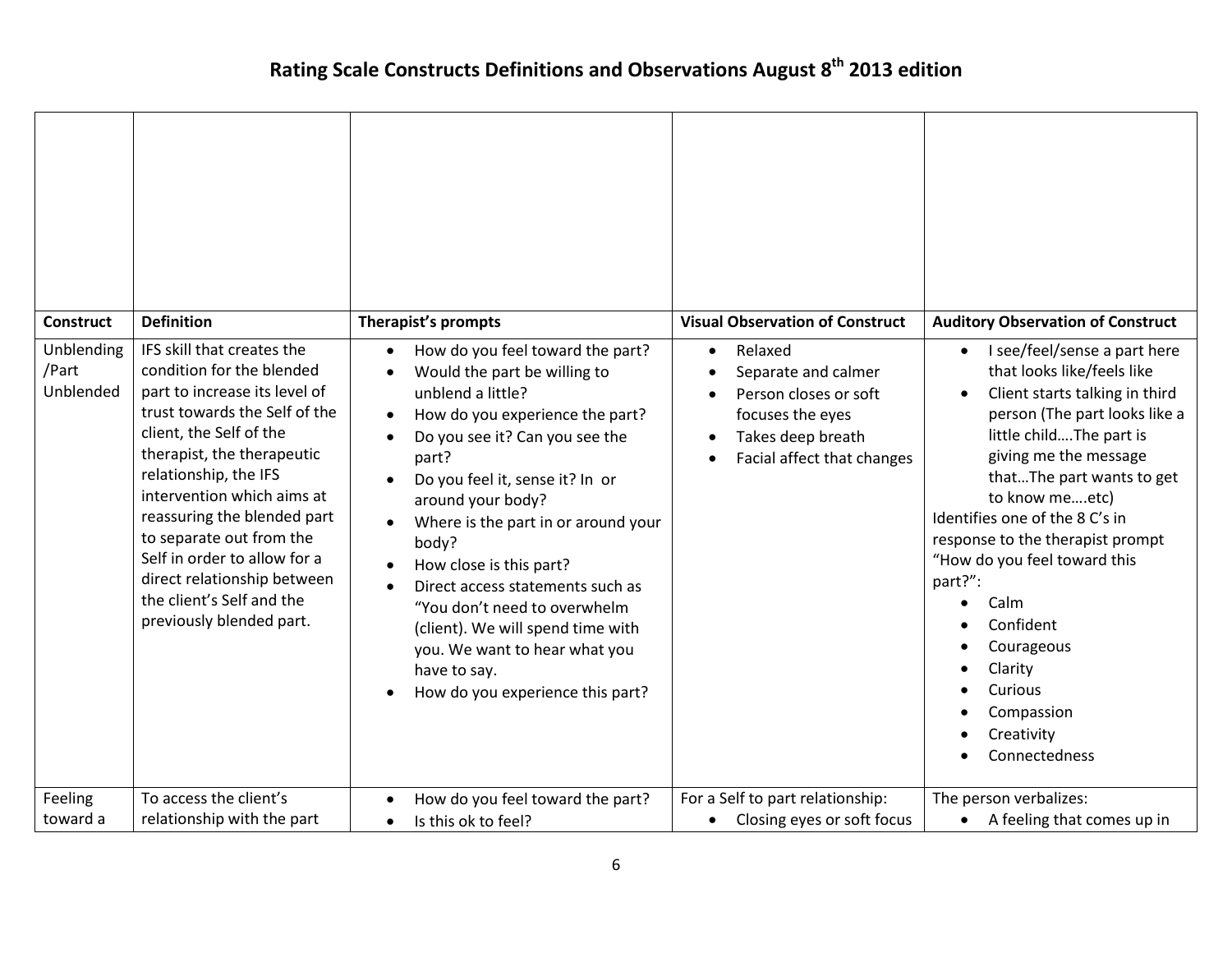# Rating Scale Constructs Definitions and Observations August 8th 2013 edition

| | | | | |
|---|---|---|---|---|
| **Construct** | **Definition** | **Therapist's prompts** | **Visual Observation of Construct** | **Auditory Observation of Construct** |
| Unblending /Part Unblended | IFS skill that creates the condition for the blended part to increase its level of trust towards the Self of the client, the Self of the therapist, the therapeutic relationship, the IFS intervention which aims at reassuring the blended part to separate out from the Self in order to allow for a direct relationship between the client's Self and the previously blended part. | • How do you feel toward the part?<br>• Would the part be willing to unblend a little?<br>• How do you experience the part?<br>• Do you see it? Can you see the part?<br>• Do you feel it, sense it? In or around your body?<br>• Where is the part in or around your body?<br>• How close is this part?<br>• Direct access statements such as "You don't need to overwhelm (client). We will spend time with you. We want to hear what you have to say.<br>• How do you experience this part? | • Relaxed<br>• Separate and calmer<br>• Person closes or soft focuses the eyes<br>• Takes deep breath<br>• Facial affect that changes | • I see/feel/sense a part here that looks like/feels like<br>• Client starts talking in third person (The part looks like a little child….The part is giving me the message that…The part wants to get to know me….etc)<br>Identifies one of the 8 C's in response to the therapist prompt "How do you feel toward this part?":<br>• Calm<br>• Confident<br>• Courageous<br>• Clarity<br>• Curious<br>• Compassion<br>• Creativity<br>• Connectedness |
| Feeling toward a | To access the client's relationship with the part | • How do you feel toward the part?<br>• Is this ok to feel? | For a Self to part relationship:<br>• Closing eyes or soft focus | The person verbalizes:<br>• A feeling that comes up in |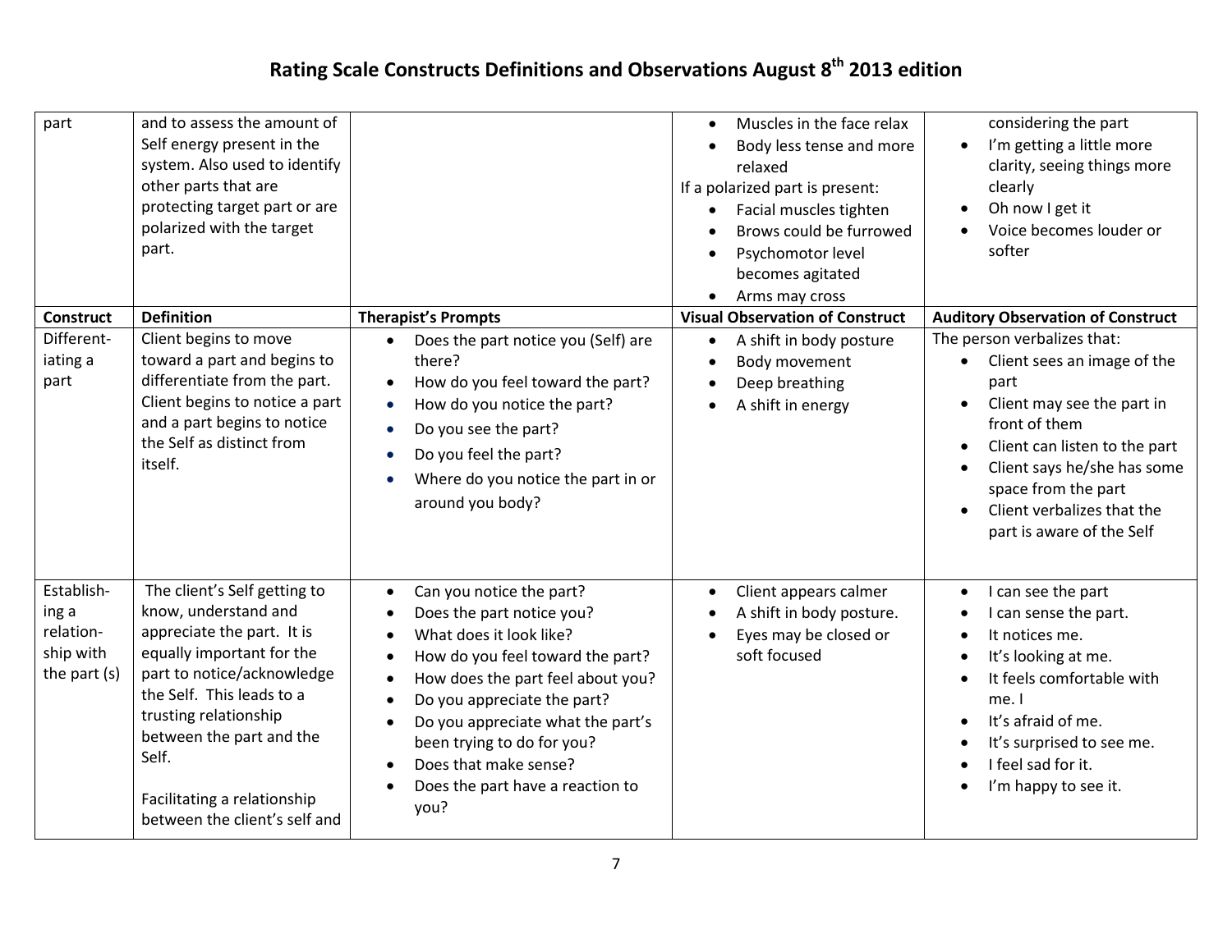# Rating Scale Constructs Definitions and Observations August 8th 2013 edition

| | | | | |
|---|---|---|---|---|
| part | and to assess the amount of Self energy present in the system. Also used to identify other parts that are protecting target part or are polarized with the target part. | | • Muscles in the face relax<br>• Body less tense and more relaxed<br>If a polarized part is present:<br>• Facial muscles tighten<br>• Brows could be furrowed<br>• Psychomotor level becomes agitated<br>• Arms may cross | considering the part<br>• I'm getting a little more clarity, seeing things more clearly<br>• Oh now I get it<br>• Voice becomes louder or softer |
| **Construct** | **Definition** | **Therapist's Prompts** | **Visual Observation of Construct** | **Auditory Observation of Construct** |
| Different-iating a part | Client begins to move toward a part and begins to differentiate from the part. Client begins to notice a part and a part begins to notice the Self as distinct from itself. | • Does the part notice you (Self) are there?<br>• How do you feel toward the part?<br>• How do you notice the part?<br>• Do you see the part?<br>• Do you feel the part?<br>• Where do you notice the part in or around you body? | • A shift in body posture<br>• Body movement<br>• Deep breathing<br>• A shift in energy | The person verbalizes that:<br>• Client sees an image of the part<br>• Client may see the part in front of them<br>• Client can listen to the part<br>• Client says he/she has some space from the part<br>• Client verbalizes that the part is aware of the Self |
| Establish-ing a relation-ship with the part (s) | The client's Self getting to know, understand and appreciate the part. It is equally important for the part to notice/acknowledge the Self. This leads to a trusting relationship between the part and the Self.<br><br>Facilitating a relationship between the client's self and | • Can you notice the part?<br>• Does the part notice you?<br>• What does it look like?<br>• How do you feel toward the part?<br>• How does the part feel about you?<br>• Do you appreciate the part?<br>• Do you appreciate what the part's been trying to do for you?<br>• Does that make sense?<br>• Does the part have a reaction to you? | • Client appears calmer<br>• A shift in body posture.<br>• Eyes may be closed or soft focused | • I can see the part<br>• I can sense the part.<br>• It notices me.<br>• It's looking at me.<br>• It feels comfortable with me. I<br>• It's afraid of me.<br>• It's surprised to see me.<br>• I feel sad for it.<br>• I'm happy to see it. |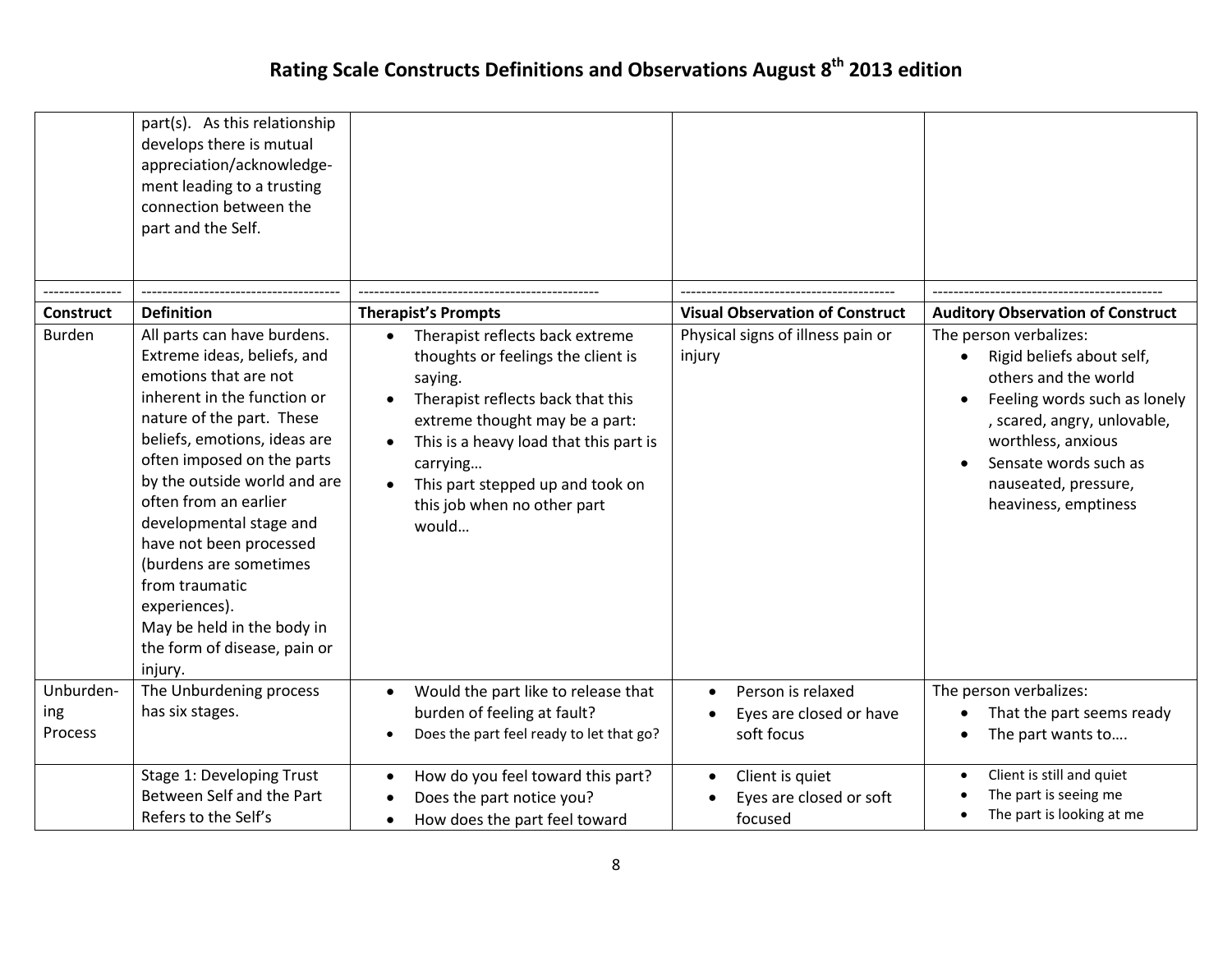# Rating Scale Constructs Definitions and Observations August 8th 2013 edition

| Construct | Definition | Therapist's Prompts | Visual Observation of Construct | Auditory Observation of Construct |
|---|---|---|---|---|
| | part(s). As this relationship develops there is mutual appreciation/acknowledgement leading to a trusting connection between the part and the Self. | | | |
| Burden | All parts can have burdens. Extreme ideas, beliefs, and emotions that are not inherent in the function or nature of the part. These beliefs, emotions, ideas are often imposed on the parts by the outside world and are often from an earlier developmental stage and have not been processed (burdens are sometimes from traumatic experiences). May be held in the body in the form of disease, pain or injury. | • Therapist reflects back extreme thoughts or feelings the client is saying. • Therapist reflects back that this extreme thought may be a part: • This is a heavy load that this part is carrying… • This part stepped up and took on this job when no other part would… | Physical signs of illness pain or injury | The person verbalizes: • Rigid beliefs about self, others and the world • Feeling words such as lonely , scared, angry, unlovable, worthless, anxious • Sensate words such as nauseated, pressure, heaviness, emptiness |
| Unburdening Process | The Unburdening process has six stages. | • Would the part like to release that burden of feeling at fault? • Does the part feel ready to let that go? | • Person is relaxed • Eyes are closed or have soft focus | The person verbalizes: • That the part seems ready • The part wants to…. |
| | Stage 1: Developing Trust Between Self and the Part Refers to the Self's | • How do you feel toward this part? • Does the part notice you? • How does the part feel toward | • Client is quiet • Eyes are closed or soft focused | • Client is still and quiet • The part is seeing me • The part is looking at me |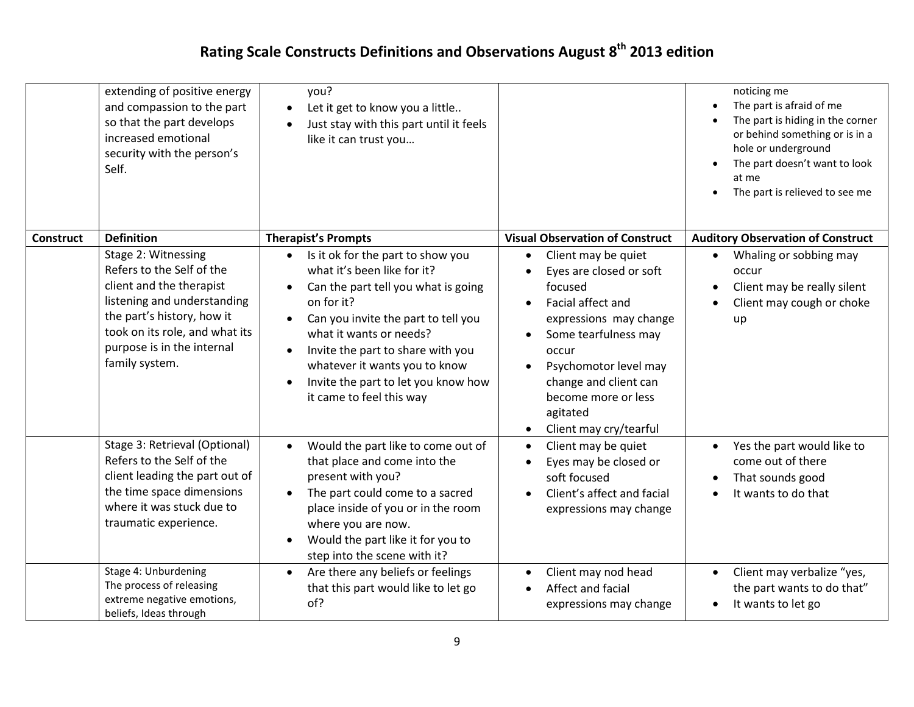# Rating Scale Constructs Definitions and Observations August 8th 2013 edition

| | | | | |
|---|---|---|---|---|
| | extending of positive energy and compassion to the part so that the part develops increased emotional security with the person's Self. | you?<br>• Let it get to know you a little..<br>• Just stay with this part until it feels like it can trust you… | | noticing me<br>• The part is afraid of me<br>• The part is hiding in the corner or behind something or is in a hole or underground<br>• The part doesn't want to look at me<br>• The part is relieved to see me |
| **Construct** | **Definition** | **Therapist's Prompts** | **Visual Observation of Construct** | **Auditory Observation of Construct** |
| | Stage 2: Witnessing<br>Refers to the Self of the client and the therapist listening and understanding the part's history, how it took on its role, and what its purpose is in the internal family system. | • Is it ok for the part to show you what it's been like for it?<br>• Can the part tell you what is going on for it?<br>• Can you invite the part to tell you what it wants or needs?<br>• Invite the part to share with you whatever it wants you to know<br>• Invite the part to let you know how it came to feel this way | • Client may be quiet<br>• Eyes are closed or soft focused<br>• Facial affect and expressions may change<br>• Some tearfulness may occur<br>• Psychomotor level may change and client can become more or less agitated<br>• Client may cry/tearful | • Whaling or sobbing may occur<br>• Client may be really silent<br>• Client may cough or choke up |
| | Stage 3: Retrieval (Optional)<br>Refers to the Self of the client leading the part out of the time space dimensions where it was stuck due to traumatic experience. | • Would the part like to come out of that place and come into the present with you?<br>• The part could come to a sacred place inside of you or in the room where you are now.<br>• Would the part like it for you to step into the scene with it? | • Client may be quiet<br>• Eyes may be closed or soft focused<br>• Client's affect and facial expressions may change | • Yes the part would like to come out of there<br>• That sounds good<br>• It wants to do that |
| | Stage 4: Unburdening<br>The process of releasing extreme negative emotions, beliefs, Ideas through | • Are there any beliefs or feelings that this part would like to let go of? | • Client may nod head<br>• Affect and facial expressions may change | • Client may verbalize "yes, the part wants to do that"<br>• It wants to let go |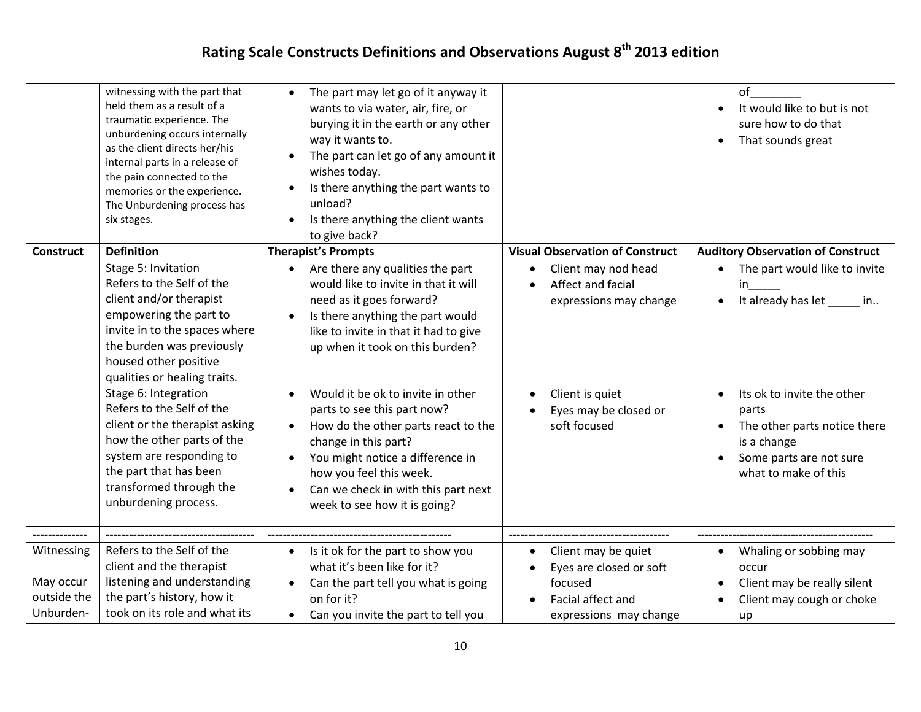# Rating Scale Constructs Definitions and Observations August 8th 2013 edition

| | | | | |
|---|---|---|---|---|
| | witnessing with the part that held them as a result of a traumatic experience. The unburdening occurs internally as the client directs her/his internal parts in a release of the pain connected to the memories or the experience. The Unburdening process has six stages. | • The part may let go of it anyway it wants to via water, air, fire, or burying it in the earth or any other way it wants to.<br>• The part can let go of any amount it wishes today.<br>• Is there anything the part wants to unload?<br>• Is there anything the client wants to give back? | | of________<br>• It would like to but is not sure how to do that<br>• That sounds great |
| **Construct** | **Definition** | **Therapist's Prompts** | **Visual Observation of Construct** | **Auditory Observation of Construct** |
| | Stage 5: Invitation<br>Refers to the Self of the client and/or therapist empowering the part to invite in to the spaces where the burden was previously housed other positive qualities or healing traits. | • Are there any qualities the part would like to invite in that it will need as it goes forward?<br>• Is there anything the part would like to invite in that it had to give up when it took on this burden? | • Client may nod head<br>• Affect and facial expressions may change | • The part would like to invite in_____<br>• It already has let _____ in.. |
| | Stage 6: Integration<br>Refers to the Self of the client or the therapist asking how the other parts of the system are responding to the part that has been transformed through the unburdening process. | • Would it be ok to invite in other parts to see this part now?<br>• How do the other parts react to the change in this part?<br>• You might notice a difference in how you feel this week.<br>• Can we check in with this part next week to see how it is going? | • Client is quiet<br>• Eyes may be closed or soft focused | • Its ok to invite the other parts<br>• The other parts notice there is a change<br>• Some parts are not sure what to make of this |
| -------------- | -------------------------------------- | ---------------------------------------------- | ---------------------------------------- | -------------------------------------------- |
| Witnessing<br><br>May occur outside the Unburden- | Refers to the Self of the client and the therapist listening and understanding the part's history, how it took on its role and what its | • Is it ok for the part to show you what it's been like for it?<br>• Can the part tell you what is going on for it?<br>• Can you invite the part to tell you | • Client may be quiet<br>• Eyes are closed or soft focused<br>• Facial affect and expressions may change | • Whaling or sobbing may occur<br>• Client may be really silent<br>• Client may cough or choke up |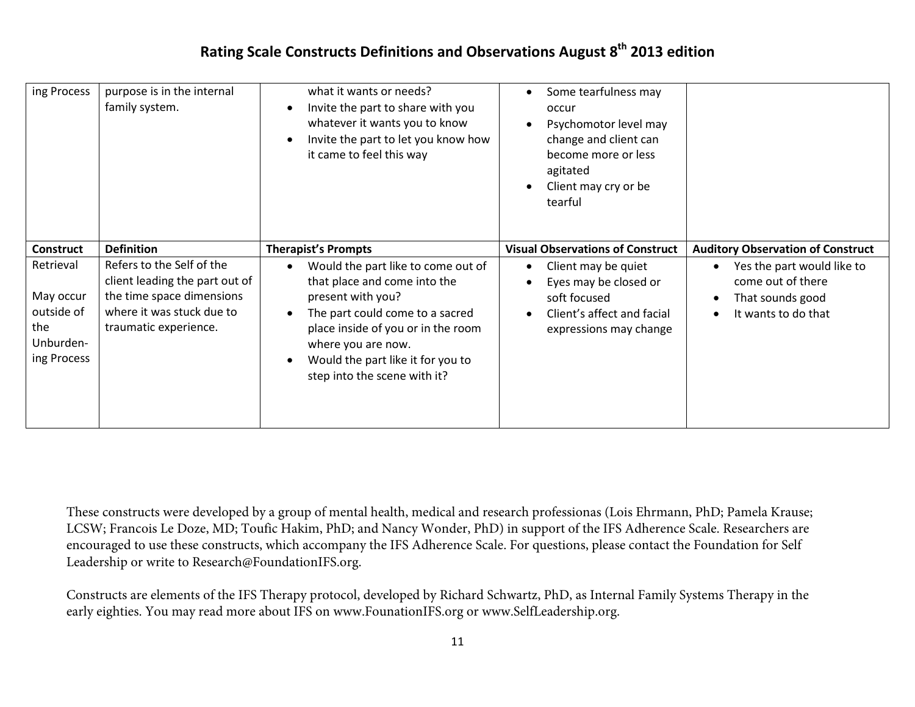| | | | | |
|---|---|---|---|---|
| ing Process | purpose is in the internal family system. | what it wants or needs?<br>• Invite the part to share with you whatever it wants you to know<br>• Invite the part to let you know how it came to feel this way | • Some tearfulness may occur<br>• Psychomotor level may change and client can become more or less agitated<br>• Client may cry or be tearful | |
| **Construct** | **Definition** | **Therapist's Prompts** | **Visual Observations of Construct** | **Auditory Observation of Construct** |
| Retrieval<br><br>May occur outside of the Unburden-ing Process | Refers to the Self of the client leading the part out of the time space dimensions where it was stuck due to traumatic experience. | • Would the part like to come out of that place and come into the present with you?<br>• The part could come to a sacred place inside of you or in the room where you are now.<br>• Would the part like it for you to step into the scene with it? | • Client may be quiet<br>• Eyes may be closed or soft focused<br>• Client's affect and facial expressions may change | • Yes the part would like to come out of there<br>• That sounds good<br>• It wants to do that |

These constructs were developed by a group of mental health, medical and research professionas (Lois Ehrmann, PhD; Pamela Krause; LCSW; Francois Le Doze, MD; Toufic Hakim, PhD; and Nancy Wonder, PhD) in support of the IFS Adherence Scale. Researchers are encouraged to use these constructs, which accompany the IFS Adherence Scale. For questions, please contact the Foundation for Self Leadership or write to Research@FoundationIFS.org.

Constructs are elements of the IFS Therapy protocol, developed by Richard Schwartz, PhD, as Internal Family Systems Therapy in the early eighties. You may read more about IFS on www.FounationIFS.org or www.SelfLeadership.org.